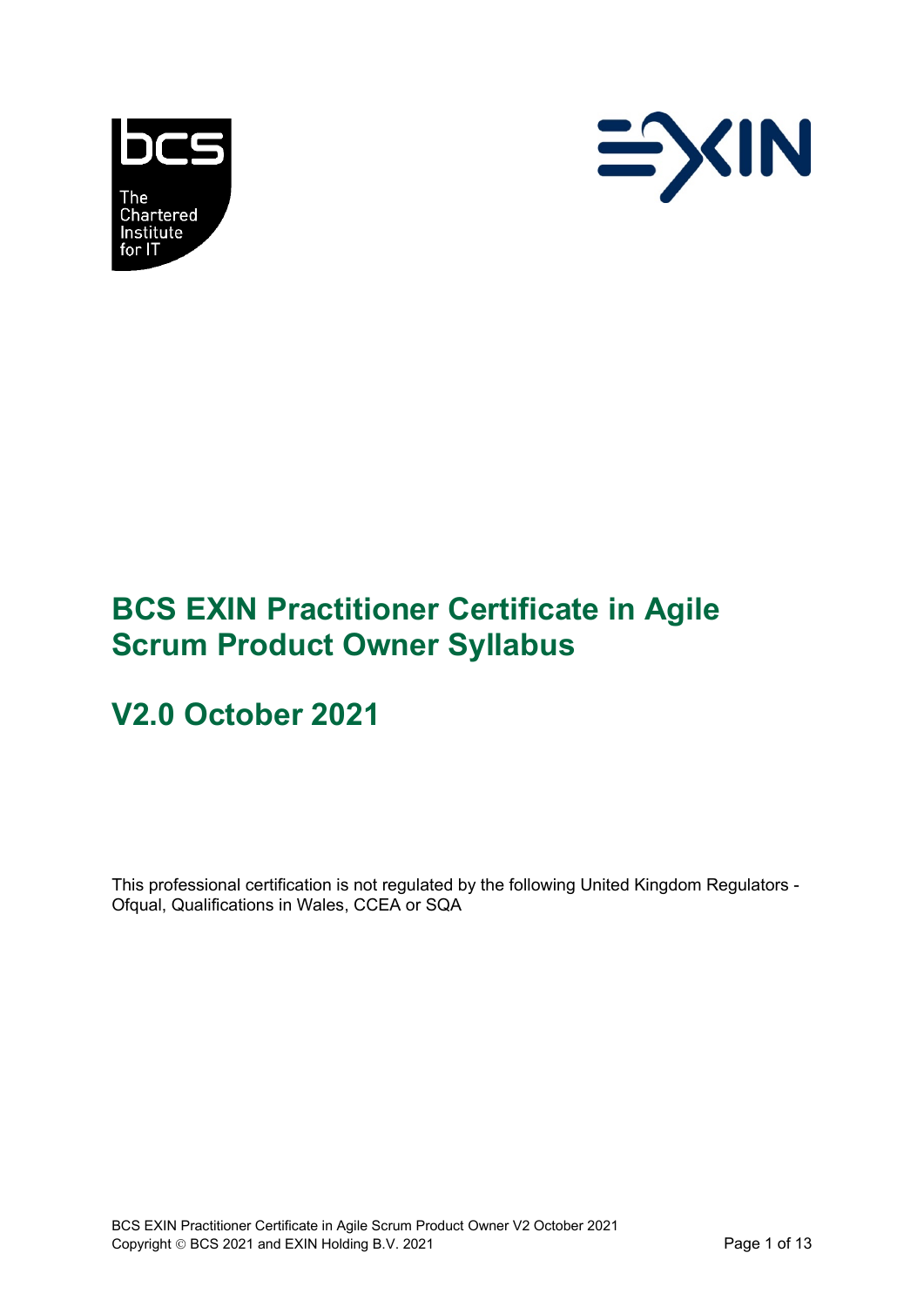# BCS EXIN Practitioner Certificate in Agile Scrum Product Owner Syllabus

## V2.0 October 2021

This professional certification is not regulated by the following United Kingdom Regulators - Ofqual, Qualifications in Wales, CCEA or SQA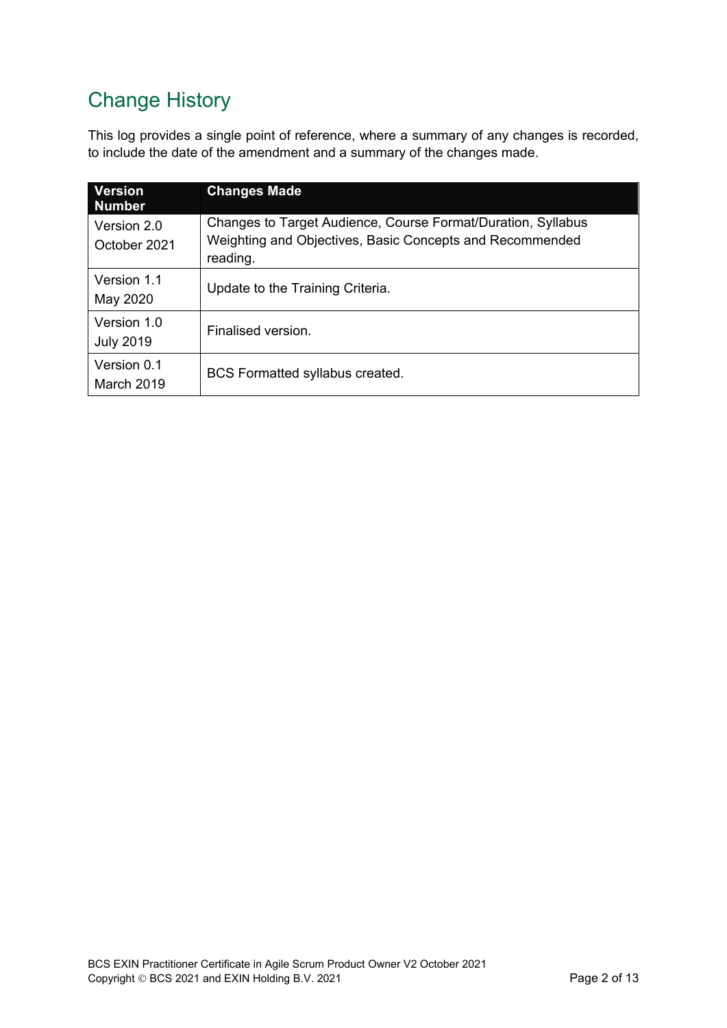## Change History

This log provides a single point of reference, where a summary of any changes is recorded, to include the date of the amendment and a summary of the changes made.

| Version Number | Changes Made |
|---|---|
| Version 2.0 October 2021 | Changes to Target Audience, Course Format/Duration, Syllabus Weighting and Objectives, Basic Concepts and Recommended reading. |
| Version 1.1 May 2020 | Update to the Training Criteria. |
| Version 1.0 July 2019 | Finalised version. |
| Version 0.1 March 2019 | BCS Formatted syllabus created. |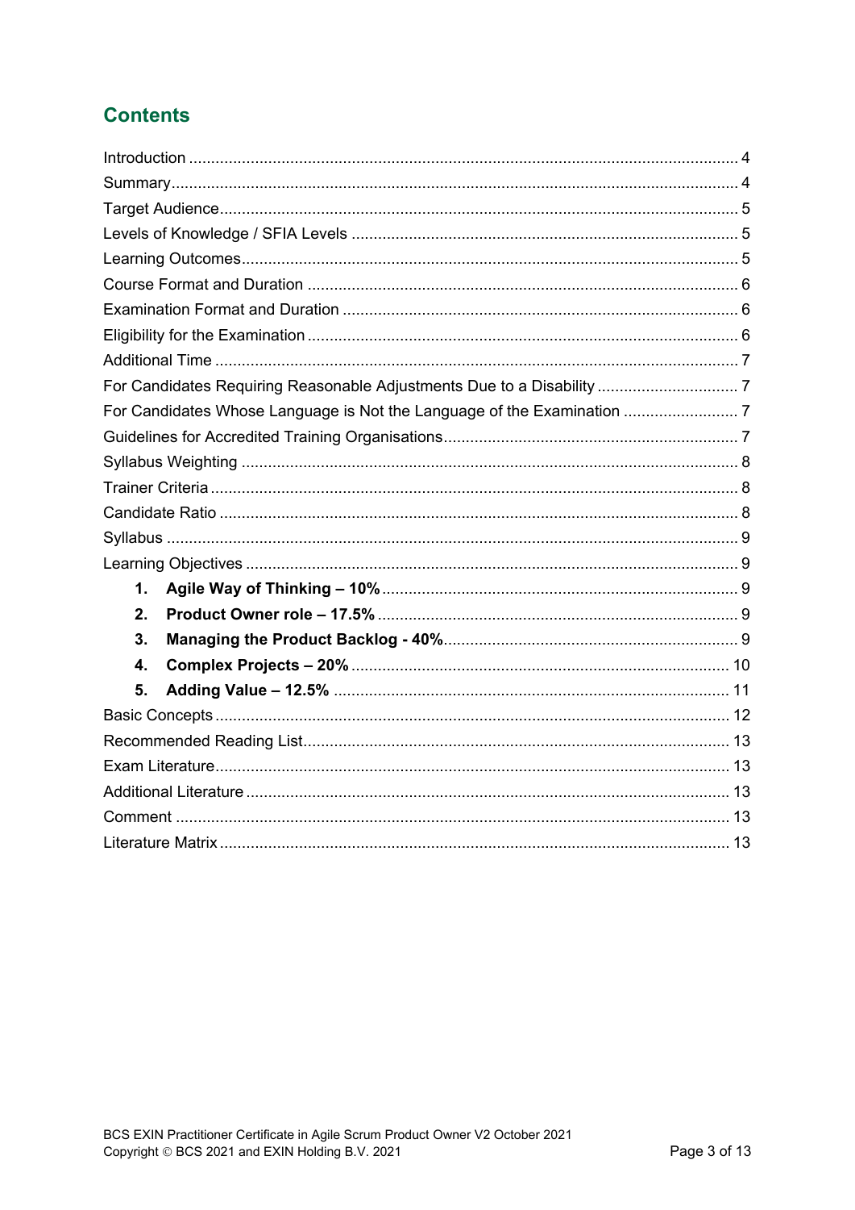## Contents

Introduction ........................................................................................................................ 4
Summary.............................................................................................................................. 4
Target Audience.................................................................................................................. 5
Levels of Knowledge / SFIA Levels .................................................................................... 5
Learning Outcomes............................................................................................................. 5
Course Format and Duration .............................................................................................. 6
Examination Format and Duration ...................................................................................... 6
Eligibility for the Examination .............................................................................................. 6
Additional Time ................................................................................................................... 7
For Candidates Requiring Reasonable Adjustments Due to a Disability ............................. 7
For Candidates Whose Language is Not the Language of the Examination ........................ 7
Guidelines for Accredited Training Organisations................................................................ 7
Syllabus Weighting ............................................................................................................. 8
Trainer Criteria .................................................................................................................... 8
Candidate Ratio .................................................................................................................. 8
Syllabus .............................................................................................................................. 9
Learning Objectives ............................................................................................................ 9

1. **Agile Way of Thinking – 10%** ............................................................................ 9
2. **Product Owner role – 17.5%** ............................................................................. 9
3. **Managing the Product Backlog - 40%**................................................................ 9
4. **Complex Projects – 20%** ................................................................................. 10
5. **Adding Value – 12.5%** ..................................................................................... 11

Basic Concepts ................................................................................................................. 12
Recommended Reading List............................................................................................. 13
Exam Literature................................................................................................................. 13
Additional Literature .......................................................................................................... 13
Comment .......................................................................................................................... 13
Literature Matrix ................................................................................................................ 13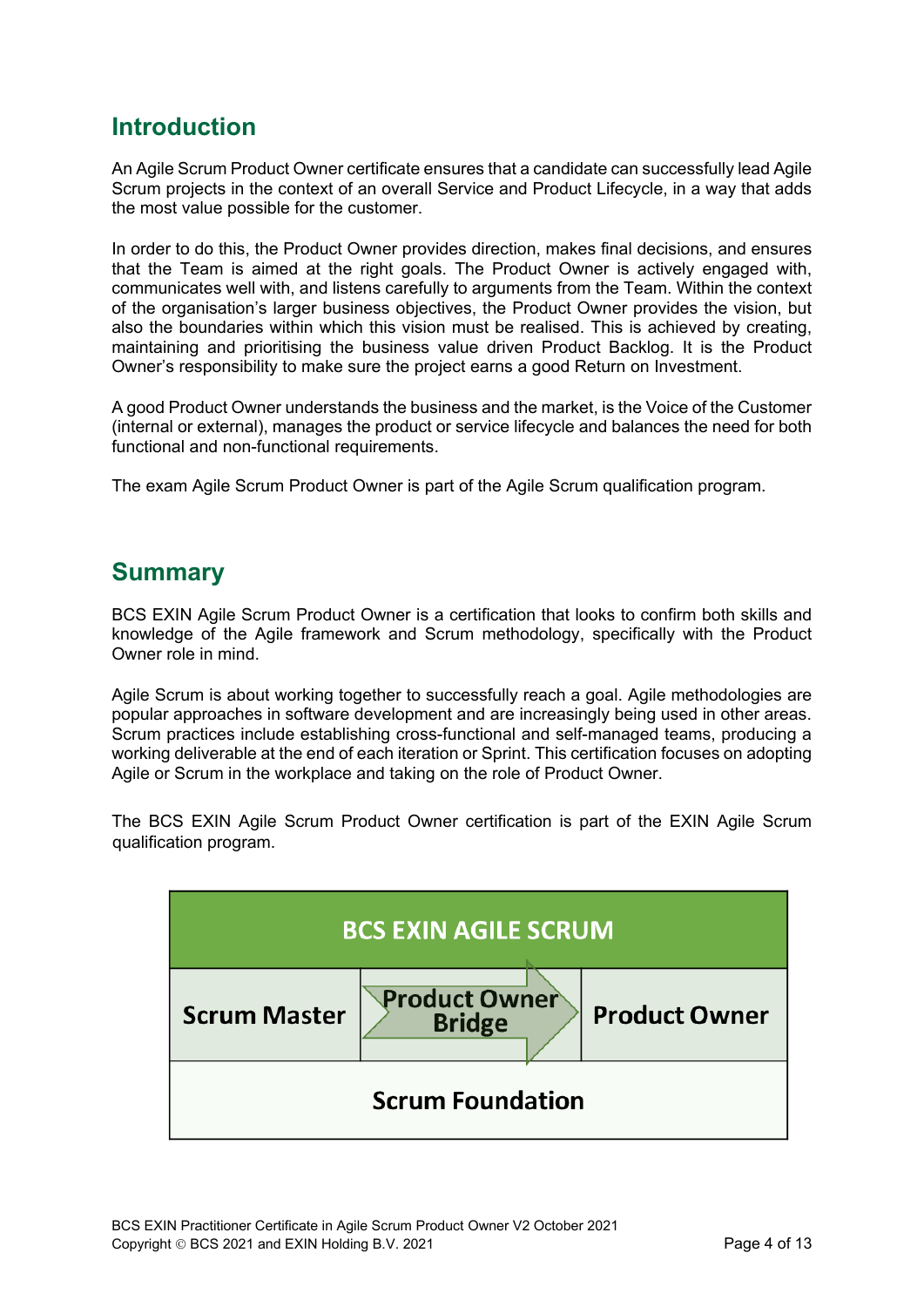## Introduction

An Agile Scrum Product Owner certificate ensures that a candidate can successfully lead Agile Scrum projects in the context of an overall Service and Product Lifecycle, in a way that adds the most value possible for the customer.

In order to do this, the Product Owner provides direction, makes final decisions, and ensures that the Team is aimed at the right goals. The Product Owner is actively engaged with, communicates well with, and listens carefully to arguments from the Team. Within the context of the organisation's larger business objectives, the Product Owner provides the vision, but also the boundaries within which this vision must be realised. This is achieved by creating, maintaining and prioritising the business value driven Product Backlog. It is the Product Owner's responsibility to make sure the project earns a good Return on Investment.

A good Product Owner understands the business and the market, is the Voice of the Customer (internal or external), manages the product or service lifecycle and balances the need for both functional and non-functional requirements.

The exam Agile Scrum Product Owner is part of the Agile Scrum qualification program.

## Summary

BCS EXIN Agile Scrum Product Owner is a certification that looks to confirm both skills and knowledge of the Agile framework and Scrum methodology, specifically with the Product Owner role in mind.

Agile Scrum is about working together to successfully reach a goal. Agile methodologies are popular approaches in software development and are increasingly being used in other areas. Scrum practices include establishing cross-functional and self-managed teams, producing a working deliverable at the end of each iteration or Sprint. This certification focuses on adopting Agile or Scrum in the workplace and taking on the role of Product Owner.

The BCS EXIN Agile Scrum Product Owner certification is part of the EXIN Agile Scrum qualification program.

| BCS EXIN AGILE SCRUM | | |
|---|---|---|
| Scrum Master | Product Owner Bridge → | Product Owner |
| Scrum Foundation | | |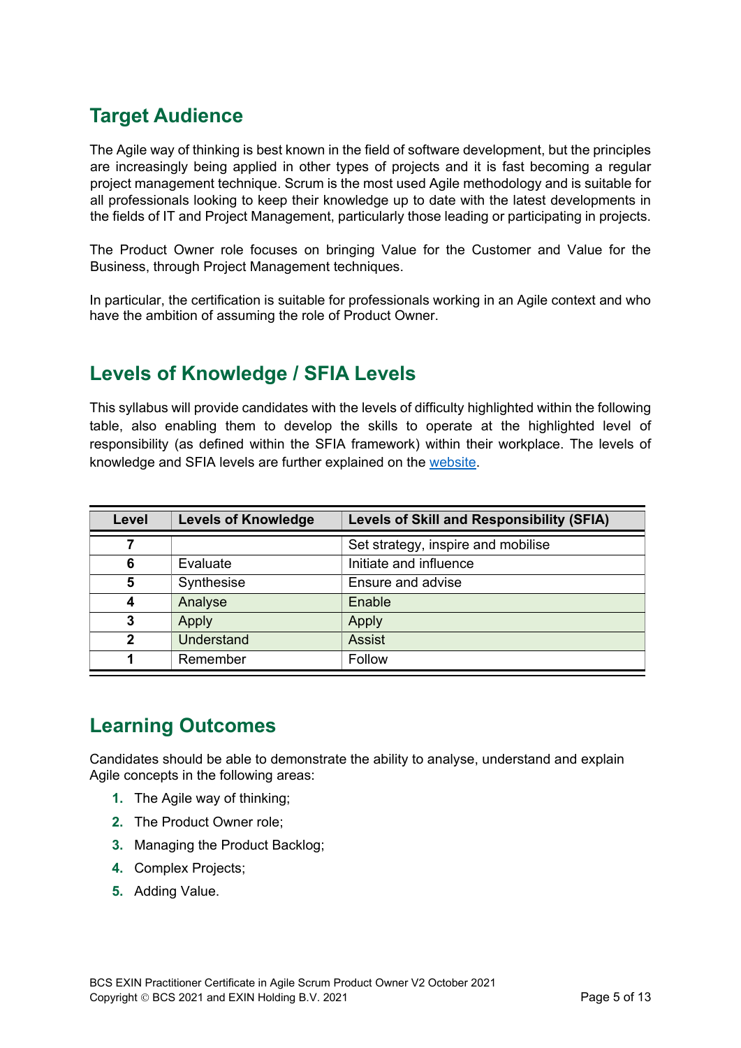## Target Audience

The Agile way of thinking is best known in the field of software development, but the principles are increasingly being applied in other types of projects and it is fast becoming a regular project management technique. Scrum is the most used Agile methodology and is suitable for all professionals looking to keep their knowledge up to date with the latest developments in the fields of IT and Project Management, particularly those leading or participating in projects.

The Product Owner role focuses on bringing Value for the Customer and Value for the Business, through Project Management techniques.

In particular, the certification is suitable for professionals working in an Agile context and who have the ambition of assuming the role of Product Owner.

## Levels of Knowledge / SFIA Levels

This syllabus will provide candidates with the levels of difficulty highlighted within the following table, also enabling them to develop the skills to operate at the highlighted level of responsibility (as defined within the SFIA framework) within their workplace. The levels of knowledge and SFIA levels are further explained on the website.

| Level | Levels of Knowledge | Levels of Skill and Responsibility (SFIA) |
|---|---|---|
| **7** | | Set strategy, inspire and mobilise |
| **6** | Evaluate | Initiate and influence |
| **5** | Synthesise | Ensure and advise |
| **4** | Analyse | Enable |
| **3** | Apply | Apply |
| **2** | Understand | Assist |
| **1** | Remember | Follow |

## Learning Outcomes

Candidates should be able to demonstrate the ability to analyse, understand and explain Agile concepts in the following areas:

1. The Agile way of thinking;
2. The Product Owner role;
3. Managing the Product Backlog;
4. Complex Projects;
5. Adding Value.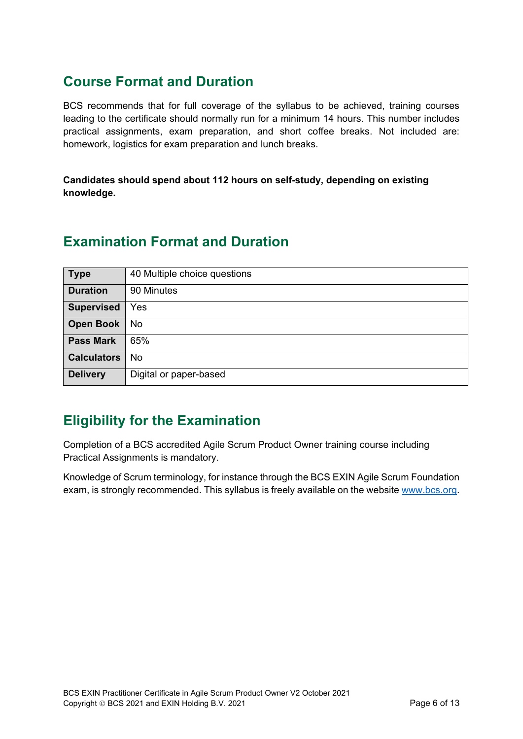## Course Format and Duration

BCS recommends that for full coverage of the syllabus to be achieved, training courses leading to the certificate should normally run for a minimum 14 hours. This number includes practical assignments, exam preparation, and short coffee breaks. Not included are: homework, logistics for exam preparation and lunch breaks.

**Candidates should spend about 112 hours on self-study, depending on existing knowledge.**

## Examination Format and Duration

| | |
|---|---|
| **Type** | 40 Multiple choice questions |
| **Duration** | 90 Minutes |
| **Supervised** | Yes |
| **Open Book** | No |
| **Pass Mark** | 65% |
| **Calculators** | No |
| **Delivery** | Digital or paper-based |

## Eligibility for the Examination

Completion of a BCS accredited Agile Scrum Product Owner training course including Practical Assignments is mandatory.

Knowledge of Scrum terminology, for instance through the BCS EXIN Agile Scrum Foundation exam, is strongly recommended. This syllabus is freely available on the website www.bcs.org.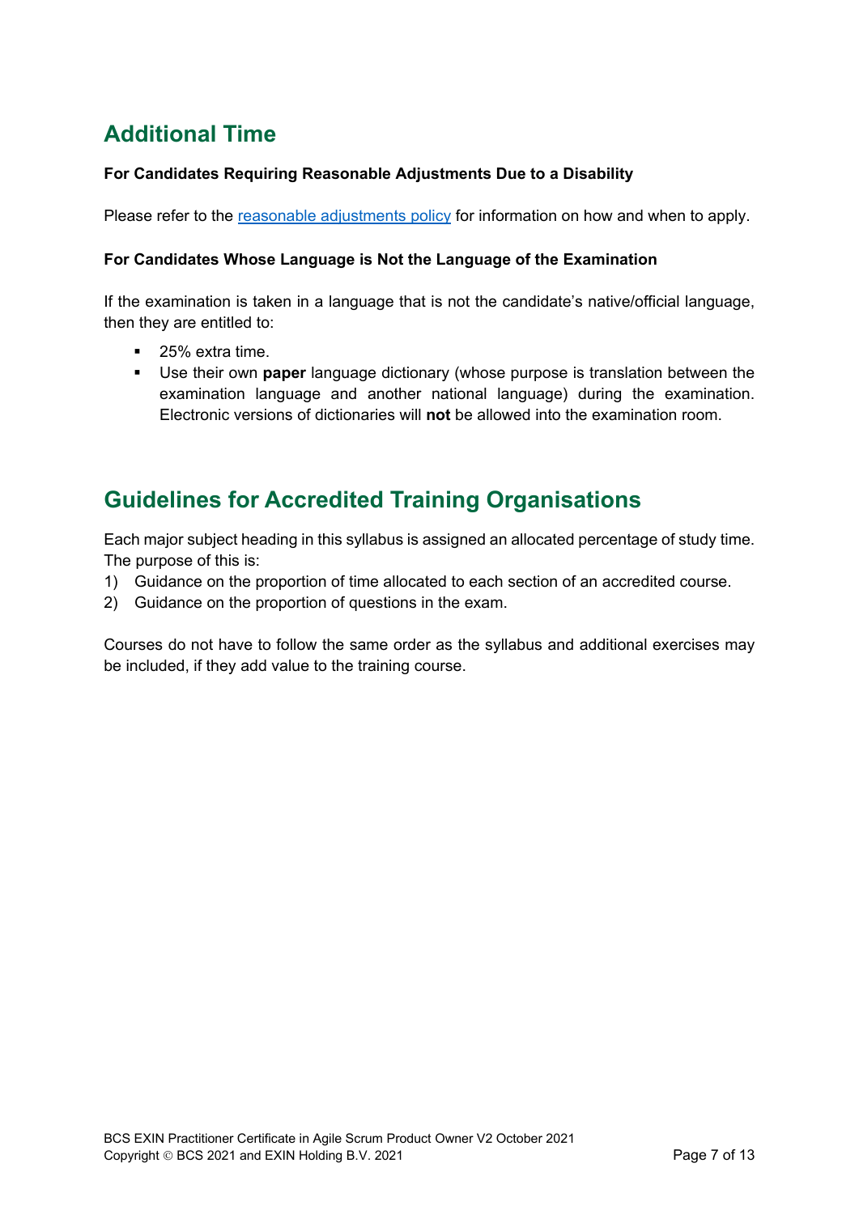## Additional Time

**For Candidates Requiring Reasonable Adjustments Due to a Disability**

Please refer to the [reasonable adjustments policy] for information on how and when to apply.

**For Candidates Whose Language is Not the Language of the Examination**

If the examination is taken in a language that is not the candidate's native/official language, then they are entitled to:

- 25% extra time.
- Use their own **paper** language dictionary (whose purpose is translation between the examination language and another national language) during the examination. Electronic versions of dictionaries will **not** be allowed into the examination room.

## Guidelines for Accredited Training Organisations

Each major subject heading in this syllabus is assigned an allocated percentage of study time. The purpose of this is:

1) Guidance on the proportion of time allocated to each section of an accredited course.
2) Guidance on the proportion of questions in the exam.

Courses do not have to follow the same order as the syllabus and additional exercises may be included, if they add value to the training course.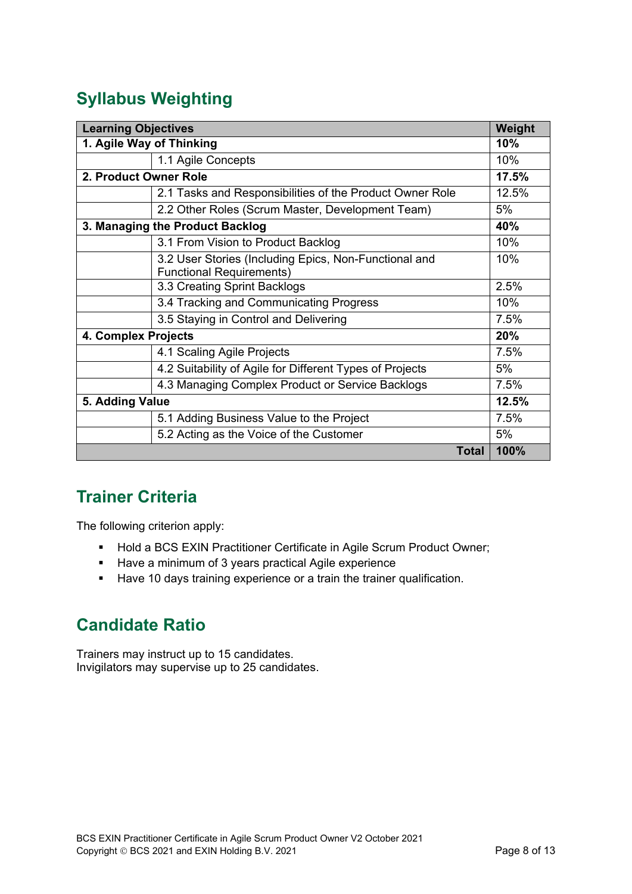## Syllabus Weighting

| Learning Objectives | | Weight |
|---|---|---|
| **1. Agile Way of Thinking** | | **10%** |
| | 1.1 Agile Concepts | 10% |
| **2. Product Owner Role** | | **17.5%** |
| | 2.1 Tasks and Responsibilities of the Product Owner Role | 12.5% |
| | 2.2 Other Roles (Scrum Master, Development Team) | 5% |
| **3. Managing the Product Backlog** | | **40%** |
| | 3.1 From Vision to Product Backlog | 10% |
| | 3.2 User Stories (Including Epics, Non-Functional and Functional Requirements) | 10% |
| | 3.3 Creating Sprint Backlogs | 2.5% |
| | 3.4 Tracking and Communicating Progress | 10% |
| | 3.5 Staying in Control and Delivering | 7.5% |
| **4. Complex Projects** | | **20%** |
| | 4.1 Scaling Agile Projects | 7.5% |
| | 4.2 Suitability of Agile for Different Types of Projects | 5% |
| | 4.3 Managing Complex Product or Service Backlogs | 7.5% |
| **5. Adding Value** | | **12.5%** |
| | 5.1 Adding Business Value to the Project | 7.5% |
| | 5.2 Acting as the Voice of the Customer | 5% |
| | **Total** | **100%** |

## Trainer Criteria

The following criterion apply:

- Hold a BCS EXIN Practitioner Certificate in Agile Scrum Product Owner;
- Have a minimum of 3 years practical Agile experience
- Have 10 days training experience or a train the trainer qualification.

## Candidate Ratio

Trainers may instruct up to 15 candidates.
Invigilators may supervise up to 25 candidates.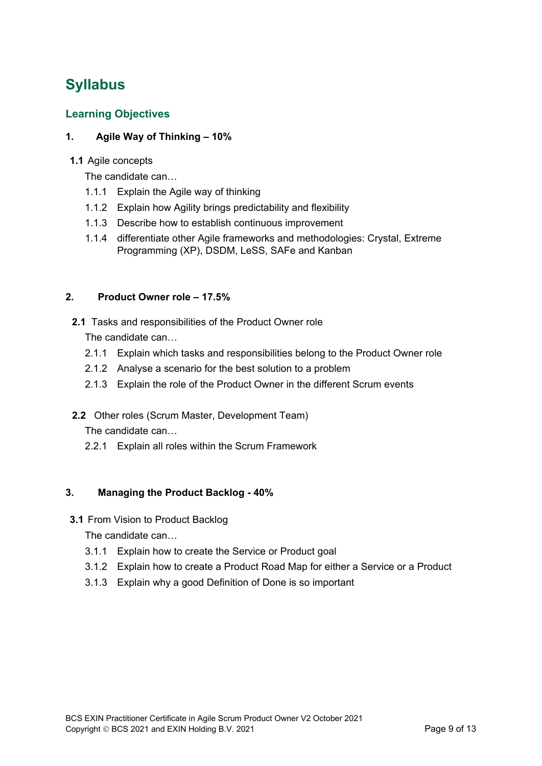# Syllabus

## Learning Objectives

### 1. Agile Way of Thinking – 10%

**1.1** Agile concepts

The candidate can…

- 1.1.1 Explain the Agile way of thinking
- 1.1.2 Explain how Agility brings predictability and flexibility
- 1.1.3 Describe how to establish continuous improvement
- 1.1.4 differentiate other Agile frameworks and methodologies: Crystal, Extreme Programming (XP), DSDM, LeSS, SAFe and Kanban

### 2. Product Owner role – 17.5%

**2.1** Tasks and responsibilities of the Product Owner role

The candidate can…

- 2.1.1 Explain which tasks and responsibilities belong to the Product Owner role
- 2.1.2 Analyse a scenario for the best solution to a problem
- 2.1.3 Explain the role of the Product Owner in the different Scrum events

**2.2** Other roles (Scrum Master, Development Team)

The candidate can…

- 2.2.1 Explain all roles within the Scrum Framework

### 3. Managing the Product Backlog - 40%

**3.1** From Vision to Product Backlog

The candidate can…

- 3.1.1 Explain how to create the Service or Product goal
- 3.1.2 Explain how to create a Product Road Map for either a Service or a Product
- 3.1.3 Explain why a good Definition of Done is so important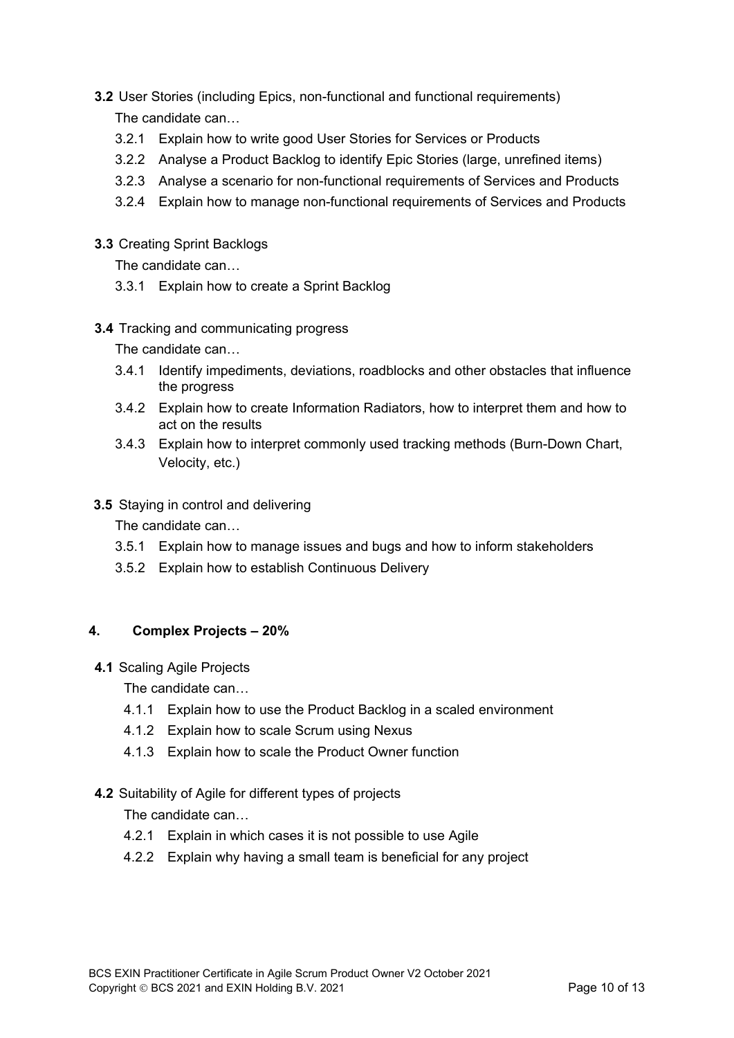**3.2** User Stories (including Epics, non-functional and functional requirements)

The candidate can…

- 3.2.1 Explain how to write good User Stories for Services or Products
- 3.2.2 Analyse a Product Backlog to identify Epic Stories (large, unrefined items)
- 3.2.3 Analyse a scenario for non-functional requirements of Services and Products
- 3.2.4 Explain how to manage non-functional requirements of Services and Products

**3.3** Creating Sprint Backlogs

The candidate can…

- 3.3.1 Explain how to create a Sprint Backlog

**3.4** Tracking and communicating progress

The candidate can…

- 3.4.1 Identify impediments, deviations, roadblocks and other obstacles that influence the progress
- 3.4.2 Explain how to create Information Radiators, how to interpret them and how to act on the results
- 3.4.3 Explain how to interpret commonly used tracking methods (Burn-Down Chart, Velocity, etc.)

**3.5** Staying in control and delivering

The candidate can…

- 3.5.1 Explain how to manage issues and bugs and how to inform stakeholders
- 3.5.2 Explain how to establish Continuous Delivery

## 4. Complex Projects – 20%

**4.1** Scaling Agile Projects

The candidate can…

- 4.1.1 Explain how to use the Product Backlog in a scaled environment
- 4.1.2 Explain how to scale Scrum using Nexus
- 4.1.3 Explain how to scale the Product Owner function

**4.2** Suitability of Agile for different types of projects

The candidate can…

- 4.2.1 Explain in which cases it is not possible to use Agile
- 4.2.2 Explain why having a small team is beneficial for any project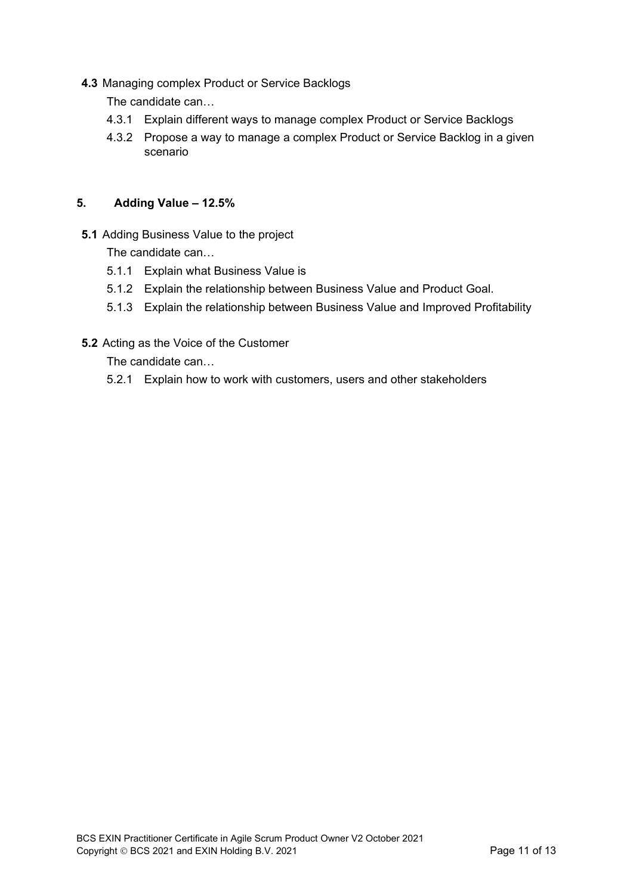**4.3** Managing complex Product or Service Backlogs

The candidate can…

- 4.3.1 Explain different ways to manage complex Product or Service Backlogs
- 4.3.2 Propose a way to manage a complex Product or Service Backlog in a given scenario

## 5. Adding Value – 12.5%

**5.1** Adding Business Value to the project

The candidate can…

- 5.1.1 Explain what Business Value is
- 5.1.2 Explain the relationship between Business Value and Product Goal.
- 5.1.3 Explain the relationship between Business Value and Improved Profitability

**5.2** Acting as the Voice of the Customer

The candidate can…

- 5.2.1 Explain how to work with customers, users and other stakeholders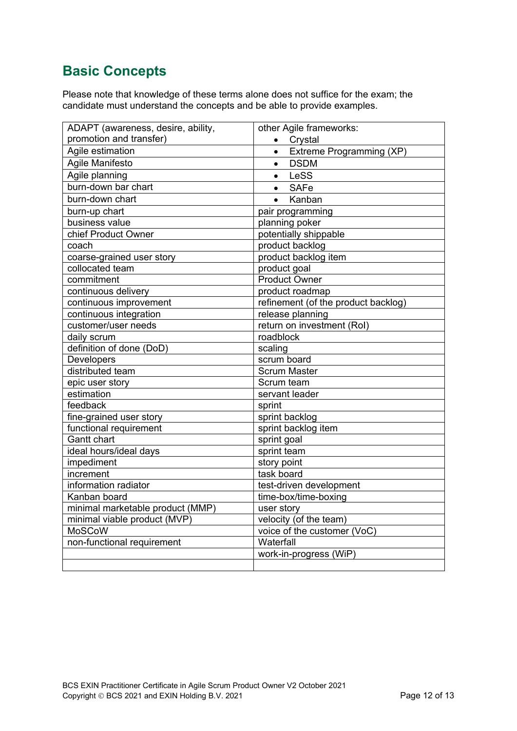## Basic Concepts

Please note that knowledge of these terms alone does not suffice for the exam; the candidate must understand the concepts and be able to provide examples.

| | |
|---|---|
| ADAPT (awareness, desire, ability, promotion and transfer) | other Agile frameworks:<br>• Crystal |
| Agile estimation | • Extreme Programming (XP) |
| Agile Manifesto | • DSDM |
| Agile planning | • LeSS |
| burn-down bar chart | • SAFe |
| burn-down chart | • Kanban |
| burn-up chart | pair programming |
| business value | planning poker |
| chief Product Owner | potentially shippable |
| coach | product backlog |
| coarse-grained user story | product backlog item |
| collocated team | product goal |
| commitment | Product Owner |
| continuous delivery | product roadmap |
| continuous improvement | refinement (of the product backlog) |
| continuous integration | release planning |
| customer/user needs | return on investment (RoI) |
| daily scrum | roadblock |
| definition of done (DoD) | scaling |
| Developers | scrum board |
| distributed team | Scrum Master |
| epic user story | Scrum team |
| estimation | servant leader |
| feedback | sprint |
| fine-grained user story | sprint backlog |
| functional requirement | sprint backlog item |
| Gantt chart | sprint goal |
| ideal hours/ideal days | sprint team |
| impediment | story point |
| increment | task board |
| information radiator | test-driven development |
| Kanban board | time-box/time-boxing |
| minimal marketable product (MMP) | user story |
| minimal viable product (MVP) | velocity (of the team) |
| MoSCoW | voice of the customer (VoC) |
| non-functional requirement | Waterfall |
| | work-in-progress (WiP) |
| | |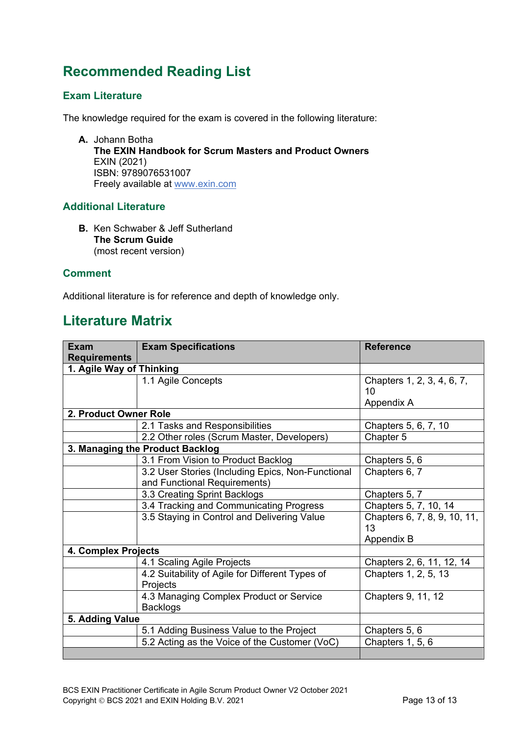# Recommended Reading List

## Exam Literature

The knowledge required for the exam is covered in the following literature:

**A.** Johann Botha
**The EXIN Handbook for Scrum Masters and Product Owners**
EXIN (2021)
ISBN: 9789076531007
Freely available at www.exin.com

## Additional Literature

**B.** Ken Schwaber & Jeff Sutherland
**The Scrum Guide**
(most recent version)

## Comment

Additional literature is for reference and depth of knowledge only.

# Literature Matrix

| Exam Requirements | Exam Specifications | Reference |
|---|---|---|
| **1. Agile Way of Thinking** | | |
| | 1.1 Agile Concepts | Chapters 1, 2, 3, 4, 6, 7, 10<br>Appendix A |
| **2. Product Owner Role** | | |
| | 2.1 Tasks and Responsibilities | Chapters 5, 6, 7, 10 |
| | 2.2 Other roles (Scrum Master, Developers) | Chapter 5 |
| **3. Managing the Product Backlog** | | |
| | 3.1 From Vision to Product Backlog | Chapters 5, 6 |
| | 3.2 User Stories (Including Epics, Non-Functional and Functional Requirements) | Chapters 6, 7 |
| | 3.3 Creating Sprint Backlogs | Chapters 5, 7 |
| | 3.4 Tracking and Communicating Progress | Chapters 5, 7, 10, 14 |
| | 3.5 Staying in Control and Delivering Value | Chapters 6, 7, 8, 9, 10, 11, 13<br>Appendix B |
| **4. Complex Projects** | | |
| | 4.1 Scaling Agile Projects | Chapters 2, 6, 11, 12, 14 |
| | 4.2 Suitability of Agile for Different Types of Projects | Chapters 1, 2, 5, 13 |
| | 4.3 Managing Complex Product or Service Backlogs | Chapters 9, 11, 12 |
| **5. Adding Value** | | |
| | 5.1 Adding Business Value to the Project | Chapters 5, 6 |
| | 5.2 Acting as the Voice of the Customer (VoC) | Chapters 1, 5, 6 |

BCS EXIN Practitioner Certificate in Agile Scrum Product Owner V2 October 2021
Copyright © BCS 2021 and EXIN Holding B.V. 2021